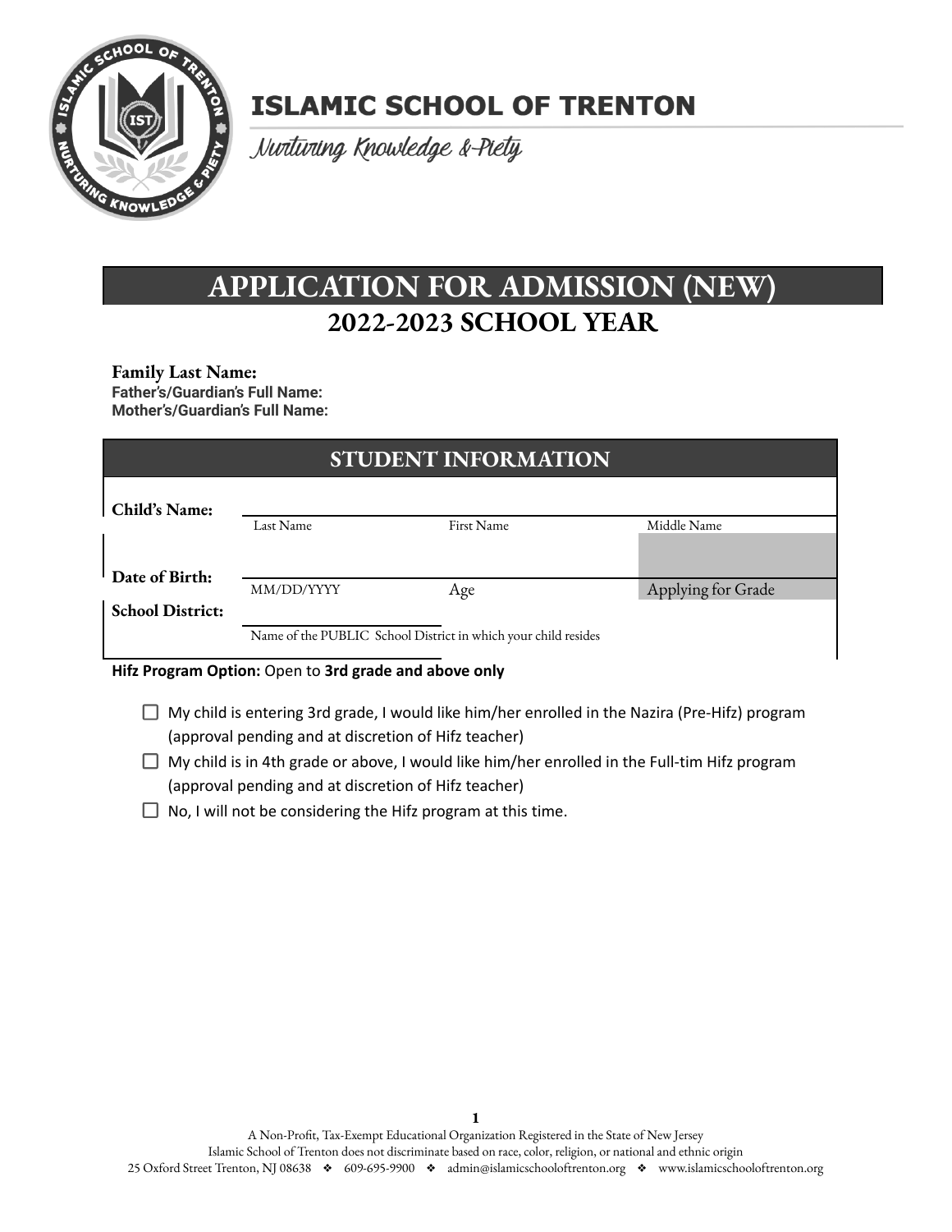# ISLAMIC SCHOOL OF TRENTON

*Nurturing Knowledge & Piety*

# APPLICATION FOR ADMISSION (NEW)

## 2022-2023 SCHOOL YEAR

**Family Last Name:**
**Father's/Guardian's Full Name:**
**Mother's/Guardian's Full Name:**

## STUDENT INFORMATION

| | | | |
|---|---|---|---|
| **Child's Name:** | Last Name | First Name | Middle Name |
| **Date of Birth:** | MM/DD/YYYY | Age | Applying for Grade |
| **School District:** | Name of the PUBLIC School District in which your child resides | | |

**Hifz Program Option:** Open to **3rd grade and above only**

- ☐ My child is entering 3rd grade, I would like him/her enrolled in the Nazira (Pre-Hifz) program (approval pending and at discretion of Hifz teacher)
- ☐ My child is in 4th grade or above, I would like him/her enrolled in the Full-tim Hifz program (approval pending and at discretion of Hifz teacher)
- ☐ No, I will not be considering the Hifz program at this time.

A Non-Profit, Tax-Exempt Educational Organization Registered in the State of New Jersey
Islamic School of Trenton does not discriminate based on race, color, religion, or national and ethnic origin
25 Oxford Street Trenton, NJ 08638 ❖ 609-695-9900 ❖ admin@islamicschooloftrenton.org ❖ www.islamicschooloftrenton.org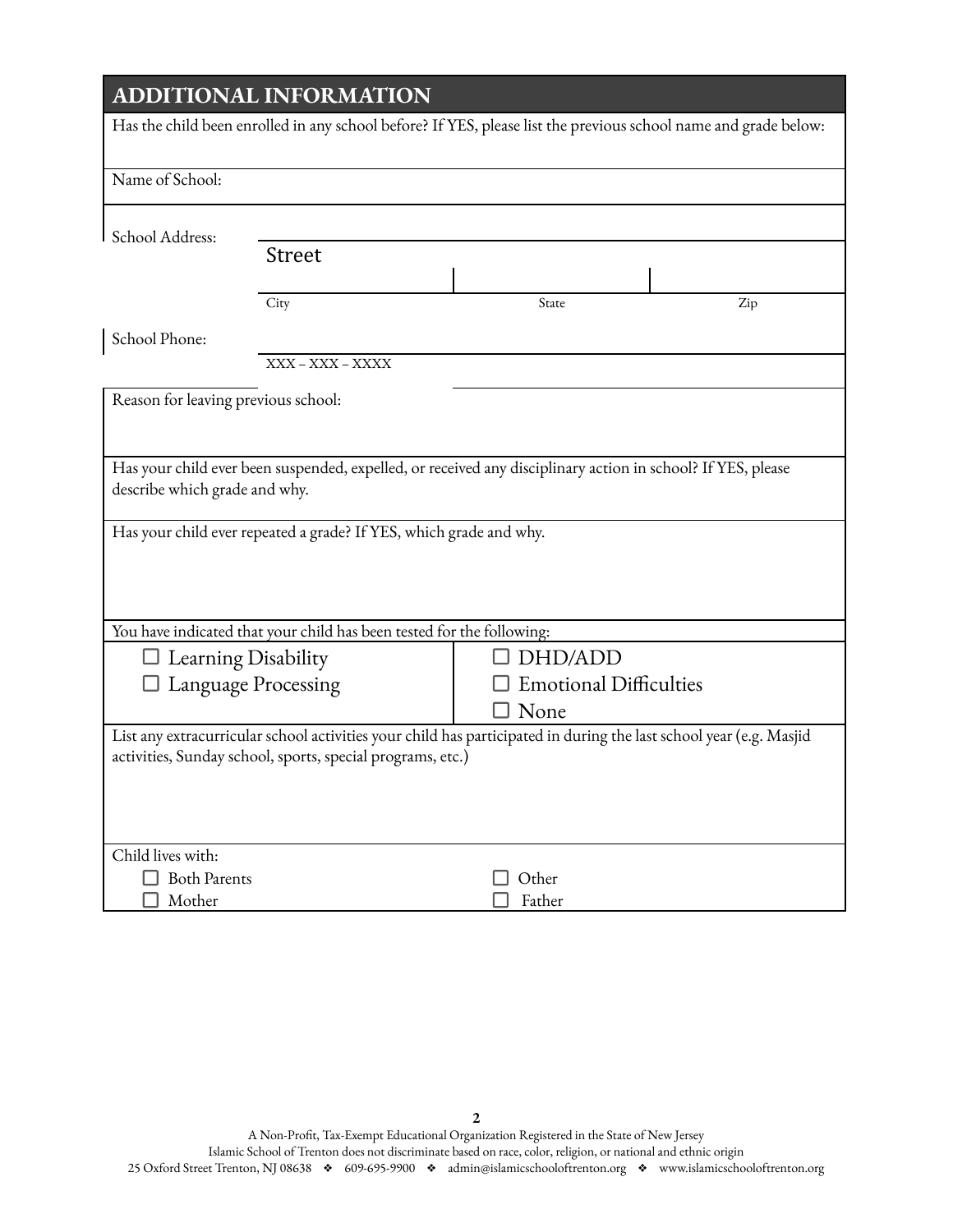## ADDITIONAL INFORMATION

Has the child been enrolled in any school before? If YES, please list the previous school name and grade below:

Name of School:

School Address:

Street

City | State | Zip

School Phone:

XXX – XXX – XXXX

Reason for leaving previous school:

Has your child ever been suspended, expelled, or received any disciplinary action in school? If YES, please describe which grade and why.

Has your child ever repeated a grade? If YES, which grade and why.

You have indicated that your child has been tested for the following:

- ☐ Learning Disability
- ☐ Language Processing
- ☐ DHD/ADD
- ☐ Emotional Difficulties
- ☐ None

List any extracurricular school activities your child has participated in during the last school year (e.g. Masjid activities, Sunday school, sports, special programs, etc.)

Child lives with:

- ☐ Both Parents
- ☐ Mother
- ☐ Other
- ☐ Father

A Non-Profit, Tax-Exempt Educational Organization Registered in the State of New Jersey
Islamic School of Trenton does not discriminate based on race, color, religion, or national and ethnic origin
25 Oxford Street Trenton, NJ 08638 ❖ 609-695-9900 ❖ admin@islamicschooloftrenton.org ❖ www.islamicschooloftrenton.org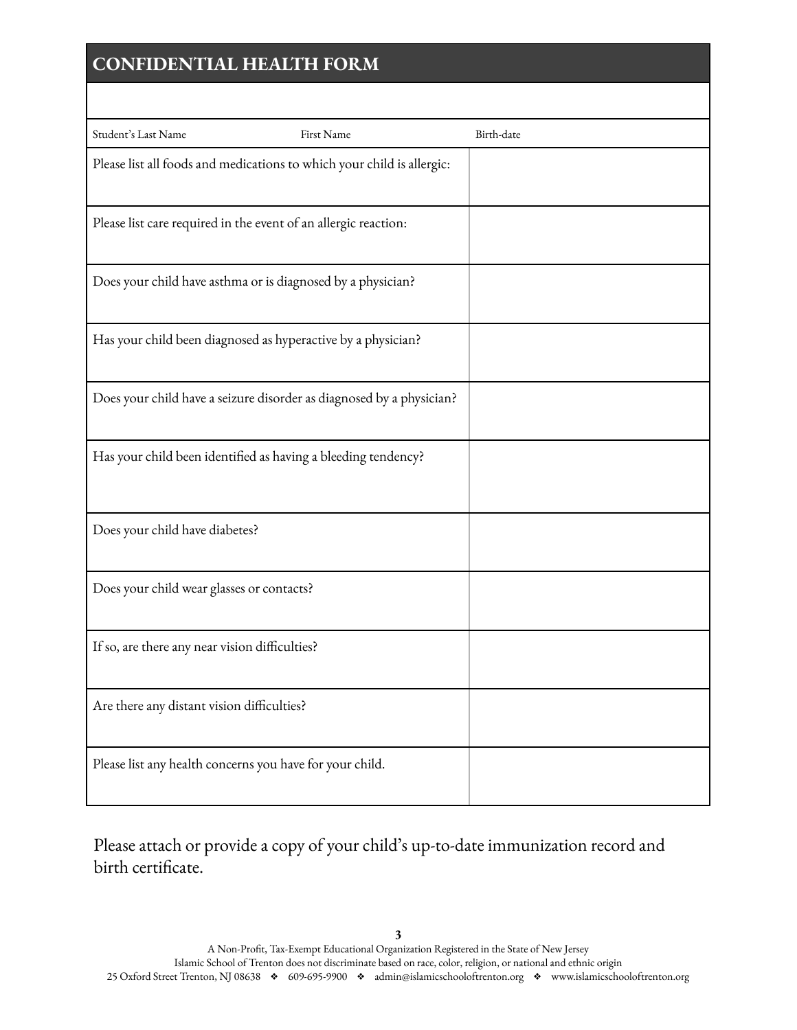## CONFIDENTIAL HEALTH FORM

| Student's Last Name | First Name | Birth-date |
|---|---|---|
| | | |

| | |
|---|---|
| Please list all foods and medications to which your child is allergic: | |
| Please list care required in the event of an allergic reaction: | |
| Does your child have asthma or is diagnosed by a physician? | |
| Has your child been diagnosed as hyperactive by a physician? | |
| Does your child have a seizure disorder as diagnosed by a physician? | |
| Has your child been identified as having a bleeding tendency? | |
| Does your child have diabetes? | |
| Does your child wear glasses or contacts? | |
| If so, are there any near vision difficulties? | |
| Are there any distant vision difficulties? | |
| Please list any health concerns you have for your child. | |

Please attach or provide a copy of your child's up-to-date immunization record and birth certificate.

A Non-Profit, Tax-Exempt Educational Organization Registered in the State of New Jersey
Islamic School of Trenton does not discriminate based on race, color, religion, or national and ethnic origin
25 Oxford Street Trenton, NJ 08638 ❖ 609-695-9900 ❖ admin@islamicschooloftrenton.org ❖ www.islamicschooloftrenton.org